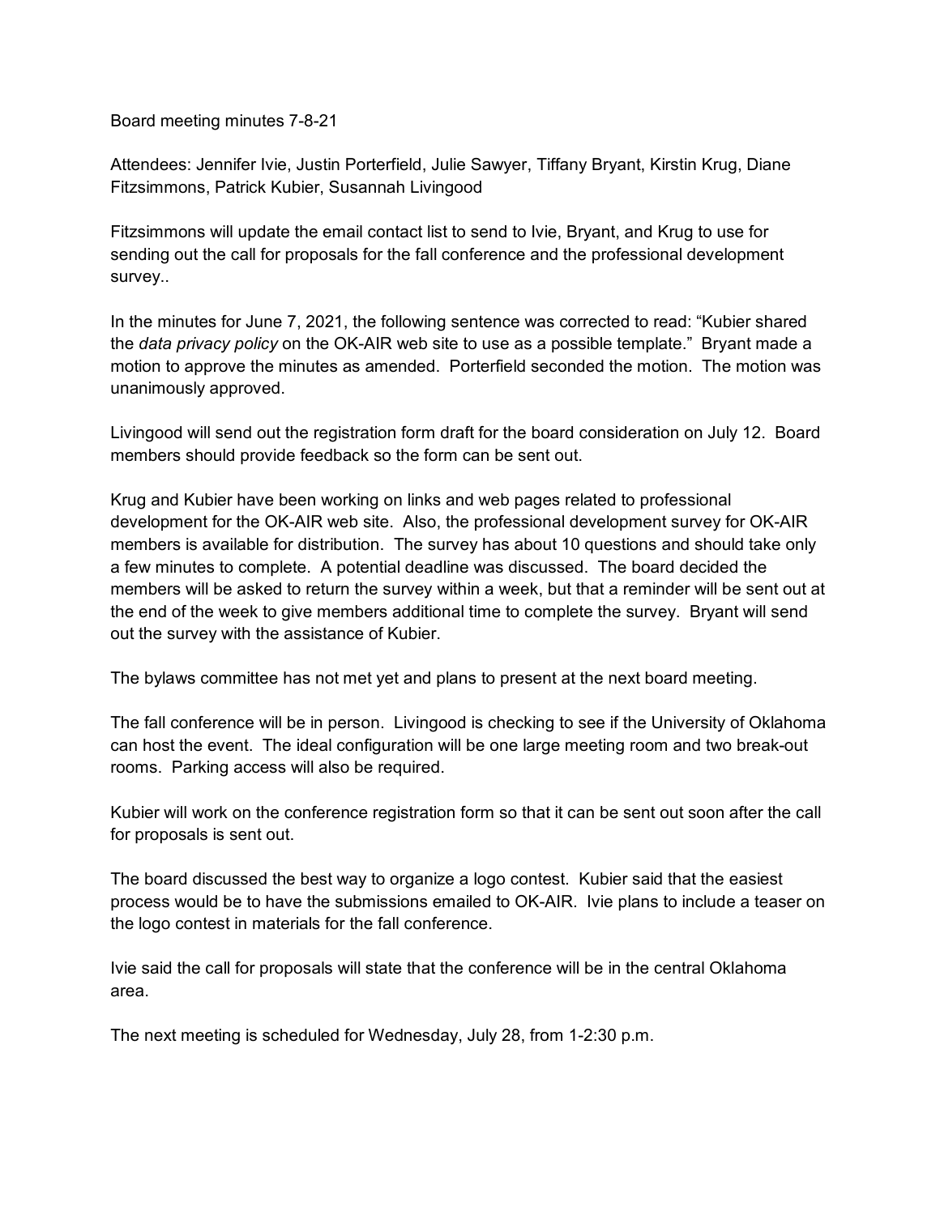Board meeting minutes 7-8-21

Attendees: Jennifer Ivie, Justin Porterfield, Julie Sawyer, Tiffany Bryant, Kirstin Krug, Diane Fitzsimmons, Patrick Kubier, Susannah Livingood

Fitzsimmons will update the email contact list to send to Ivie, Bryant, and Krug to use for sending out the call for proposals for the fall conference and the professional development survey..

In the minutes for June 7, 2021, the following sentence was corrected to read: "Kubier shared the *data privacy policy* on the OK-AIR web site to use as a possible template." Bryant made a motion to approve the minutes as amended. Porterfield seconded the motion. The motion was unanimously approved.

Livingood will send out the registration form draft for the board consideration on July 12. Board members should provide feedback so the form can be sent out.

Krug and Kubier have been working on links and web pages related to professional development for the OK-AIR web site. Also, the professional development survey for OK-AIR members is available for distribution. The survey has about 10 questions and should take only a few minutes to complete. A potential deadline was discussed. The board decided the members will be asked to return the survey within a week, but that a reminder will be sent out at the end of the week to give members additional time to complete the survey. Bryant will send out the survey with the assistance of Kubier.

The bylaws committee has not met yet and plans to present at the next board meeting.

The fall conference will be in person. Livingood is checking to see if the University of Oklahoma can host the event. The ideal configuration will be one large meeting room and two break-out rooms. Parking access will also be required.

Kubier will work on the conference registration form so that it can be sent out soon after the call for proposals is sent out.

The board discussed the best way to organize a logo contest. Kubier said that the easiest process would be to have the submissions emailed to OK-AIR. Ivie plans to include a teaser on the logo contest in materials for the fall conference.

Ivie said the call for proposals will state that the conference will be in the central Oklahoma area.

The next meeting is scheduled for Wednesday, July 28, from 1-2:30 p.m.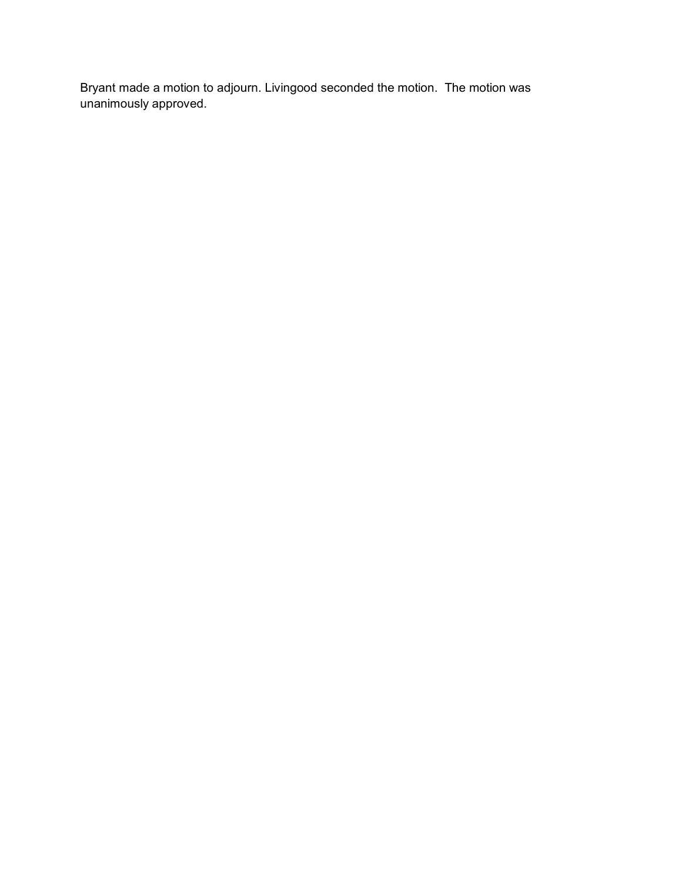Bryant made a motion to adjourn. Livingood seconded the motion.  The motion was unanimously approved.